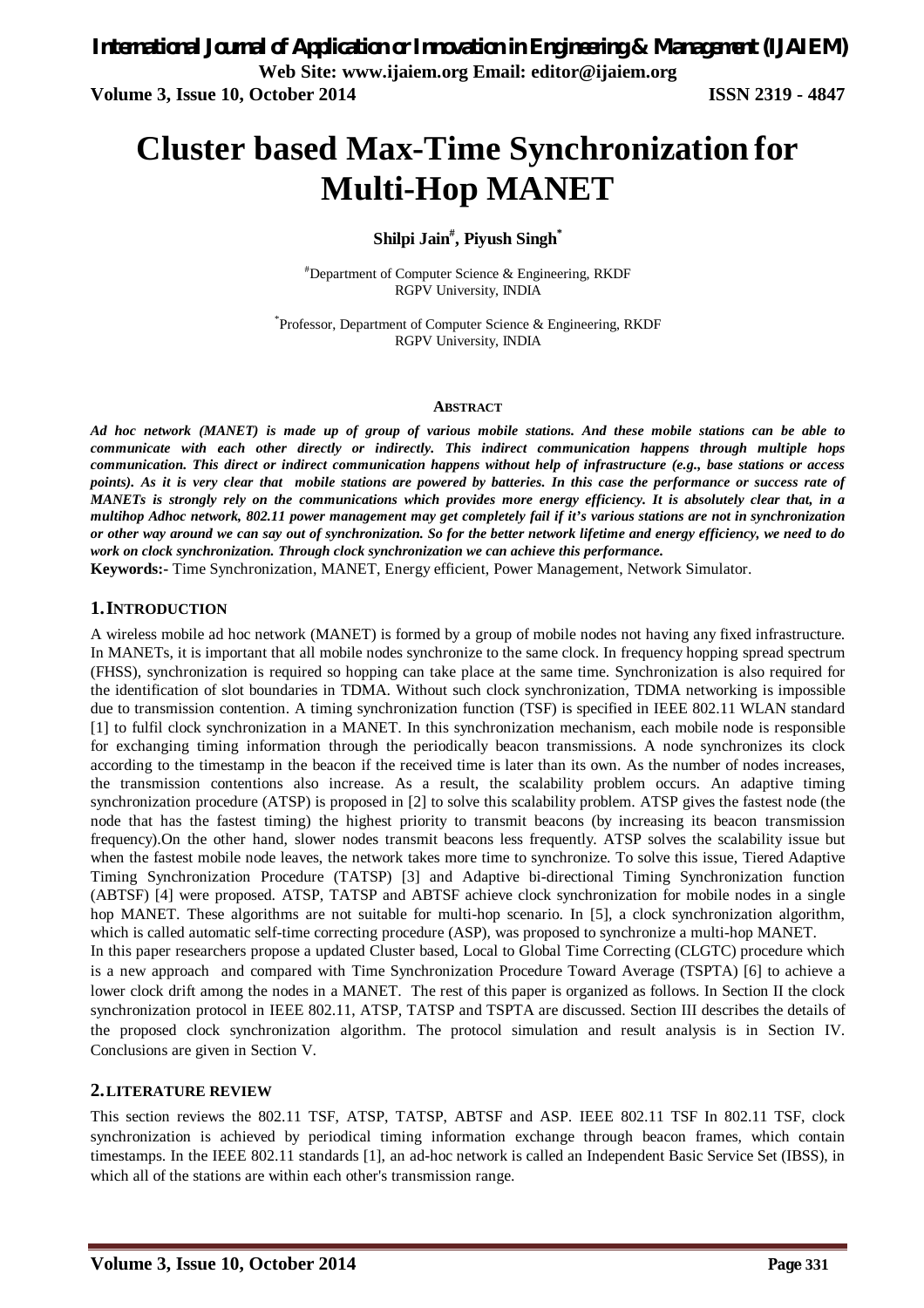# Cluster based Max-Time Synchronization for Multi-Hop MANET

**Shilpi Jain[#], Piyush Singh[*]**

[#]Department of Computer Science & Engineering, RKDF
RGPV University, INDIA

[*]Professor, Department of Computer Science & Engineering, RKDF
RGPV University, INDIA

## ABSTRACT

***Ad hoc network (MANET) is made up of group of various mobile stations. And these mobile stations can be able to communicate with each other directly or indirectly. This indirect communication happens through multiple hops communication. This direct or indirect communication happens without help of infrastructure (e.g., base stations or access points). As it is very clear that mobile stations are powered by batteries. In this case the performance or success rate of MANETs is strongly rely on the communications which provides more energy efficiency. It is absolutely clear that, in a multihop Adhoc network, 802.11 power management may get completely fail if it's various stations are not in synchronization or other way around we can say out of synchronization. So for the better network lifetime and energy efficiency, we need to do work on clock synchronization. Through clock synchronization we can achieve this performance.***

**Keywords:-** Time Synchronization, MANET, Energy efficient, Power Management, Network Simulator.

## 1. INTRODUCTION

A wireless mobile ad hoc network (MANET) is formed by a group of mobile nodes not having any fixed infrastructure. In MANETs, it is important that all mobile nodes synchronize to the same clock. In frequency hopping spread spectrum (FHSS), synchronization is required so hopping can take place at the same time. Synchronization is also required for the identification of slot boundaries in TDMA. Without such clock synchronization, TDMA networking is impossible due to transmission contention. A timing synchronization function (TSF) is specified in IEEE 802.11 WLAN standard [1] to fulfil clock synchronization in a MANET. In this synchronization mechanism, each mobile node is responsible for exchanging timing information through the periodically beacon transmissions. A node synchronizes its clock according to the timestamp in the beacon if the received time is later than its own. As the number of nodes increases, the transmission contentions also increase. As a result, the scalability problem occurs. An adaptive timing synchronization procedure (ATSP) is proposed in [2] to solve this scalability problem. ATSP gives the fastest node (the node that has the fastest timing) the highest priority to transmit beacons (by increasing its beacon transmission frequency).On the other hand, slower nodes transmit beacons less frequently. ATSP solves the scalability issue but when the fastest mobile node leaves, the network takes more time to synchronize. To solve this issue, Tiered Adaptive Timing Synchronization Procedure (TATSP) [3] and Adaptive bi-directional Timing Synchronization function (ABTSF) [4] were proposed. ATSP, TATSP and ABTSF achieve clock synchronization for mobile nodes in a single hop MANET. These algorithms are not suitable for multi-hop scenario. In [5], a clock synchronization algorithm, which is called automatic self-time correcting procedure (ASP), was proposed to synchronize a multi-hop MANET.

In this paper researchers propose a updated Cluster based, Local to Global Time Correcting (CLGTC) procedure which is a new approach and compared with Time Synchronization Procedure Toward Average (TSPTA) [6] to achieve a lower clock drift among the nodes in a MANET. The rest of this paper is organized as follows. In Section II the clock synchronization protocol in IEEE 802.11, ATSP, TATSP and TSPTA are discussed. Section III describes the details of the proposed clock synchronization algorithm. The protocol simulation and result analysis is in Section IV. Conclusions are given in Section V.

## 2. LITERATURE REVIEW

This section reviews the 802.11 TSF, ATSP, TATSP, ABTSF and ASP. IEEE 802.11 TSF In 802.11 TSF, clock synchronization is achieved by periodical timing information exchange through beacon frames, which contain timestamps. In the IEEE 802.11 standards [1], an ad-hoc network is called an Independent Basic Service Set (IBSS), in which all of the stations are within each other's transmission range.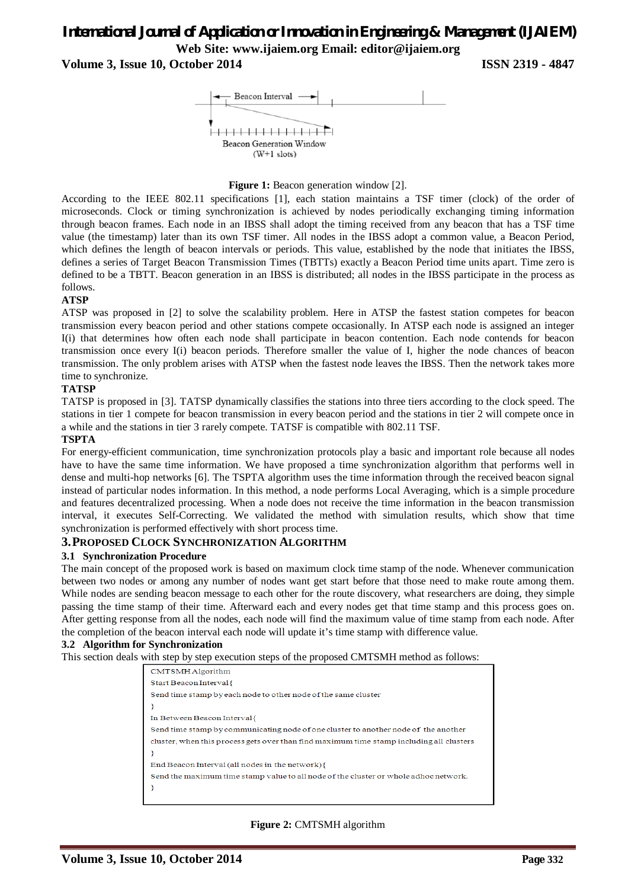Figure 1: Beacon generation window [2].

According to the IEEE 802.11 specifications [1], each station maintains a TSF timer (clock) of the order of microseconds. Clock or timing synchronization is achieved by nodes periodically exchanging timing information through beacon frames. Each node in an IBSS shall adopt the timing received from any beacon that has a TSF time value (the timestamp) later than its own TSF timer. All nodes in the IBSS adopt a common value, a Beacon Period, which defines the length of beacon intervals or periods. This value, established by the node that initiates the IBSS, defines a series of Target Beacon Transmission Times (TBTTs) exactly a Beacon Period time units apart. Time zero is defined to be a TBTT. Beacon generation in an IBSS is distributed; all nodes in the IBSS participate in the process as follows.

**ATSP**

ATSP was proposed in [2] to solve the scalability problem. Here in ATSP the fastest station competes for beacon transmission every beacon period and other stations compete occasionally. In ATSP each node is assigned an integer I(i) that determines how often each node shall participate in beacon contention. Each node contends for beacon transmission once every I(i) beacon periods. Therefore smaller the value of I, higher the node chances of beacon transmission. The only problem arises with ATSP when the fastest node leaves the IBSS. Then the network takes more time to synchronize.

**TATSP**

TATSP is proposed in [3]. TATSP dynamically classifies the stations into three tiers according to the clock speed. The stations in tier 1 compete for beacon transmission in every beacon period and the stations in tier 2 will compete once in a while and the stations in tier 3 rarely compete. TATSF is compatible with 802.11 TSF.

**TSPTA**

For energy-efficient communication, time synchronization protocols play a basic and important role because all nodes have to have the same time information. We have proposed a time synchronization algorithm that performs well in dense and multi-hop networks [6]. The TSPTA algorithm uses the time information through the received beacon signal instead of particular nodes information. In this method, a node performs Local Averaging, which is a simple procedure and features decentralized processing. When a node does not receive the time information in the beacon transmission interval, it executes Self-Correcting. We validated the method with simulation results, which show that time synchronization is performed effectively with short process time.

## 3. Proposed Clock Synchronization Algorithm

### 3.1 Synchronization Procedure

The main concept of the proposed work is based on maximum clock time stamp of the node. Whenever communication between two nodes or among any number of nodes want get start before that those need to make route among them. While nodes are sending beacon message to each other for the route discovery, what researchers are doing, they simple passing the time stamp of their time. Afterward each and every nodes get that time stamp and this process goes on. After getting response from all the nodes, each node will find the maximum value of time stamp from each node. After the completion of the beacon interval each node will update it's time stamp with difference value.

### 3.2 Algorithm for Synchronization

This section deals with step by step execution steps of the proposed CMTSMH method as follows:

```
CMTSMH Algorithm
Start Beacon Interval{
Send time stamp by each node to other node of the same cluster
}
In Between Beacon Interval{
Send time stamp by communicating node of one cluster to another node of the another
cluster, when this process gets over than find maximum time stamp including all clusters
}
End Beacon Interval (all nodes in the network){
Send the maximum time stamp value to all node of the cluster or whole adhoc network.
}
```

Figure 2: CMTSMH algorithm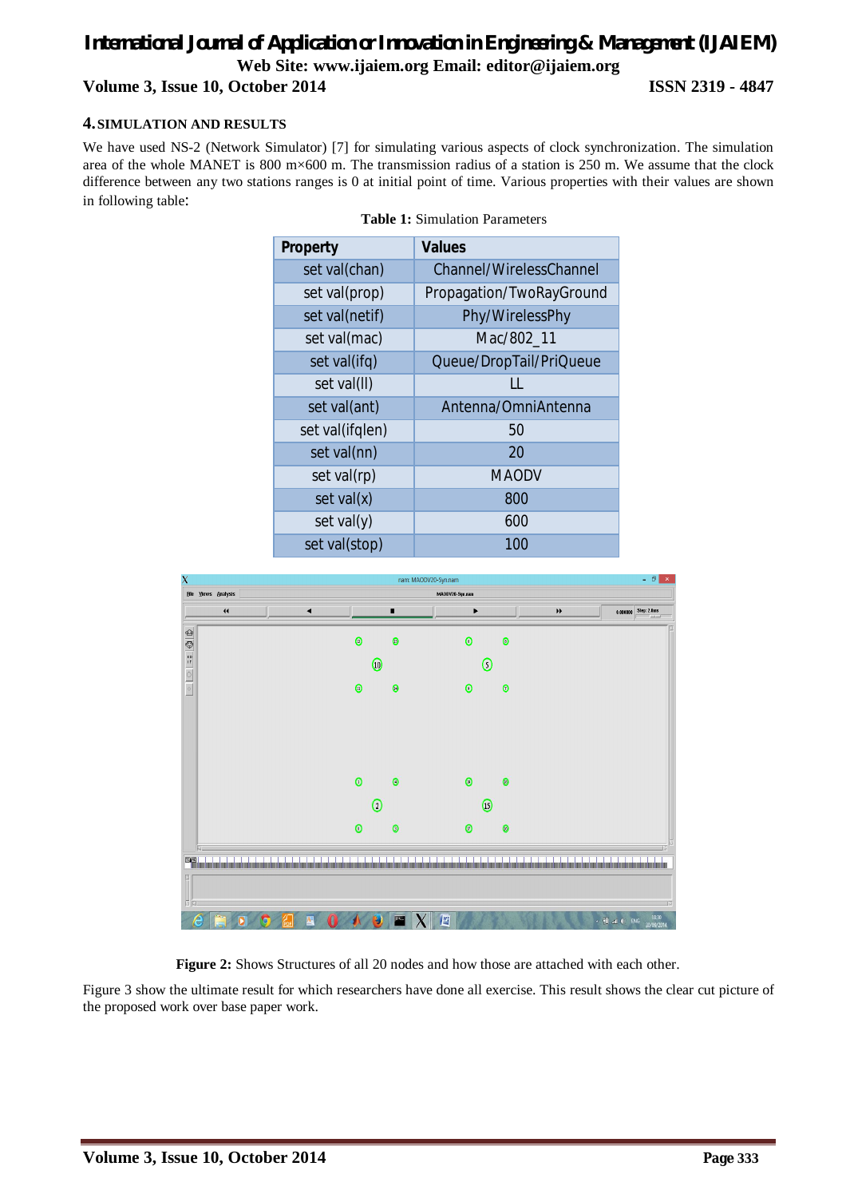## 4. SIMULATION AND RESULTS

We have used NS-2 (Network Simulator) [7] for simulating various aspects of clock synchronization. The simulation area of the whole MANET is 800 m×600 m. The transmission radius of a station is 250 m. We assume that the clock difference between any two stations ranges is 0 at initial point of time. Various properties with their values are shown in following table:

**Table 1:** Simulation Parameters

| Property | Values |
|---|---|
| set val(chan) | Channel/WirelessChannel |
| set val(prop) | Propagation/TwoRayGround |
| set val(netif) | Phy/WirelessPhy |
| set val(mac) | Mac/802_11 |
| set val(ifq) | Queue/DropTail/PriQueue |
| set val(ll) | LL |
| set val(ant) | Antenna/OmniAntenna |
| set val(ifqlen) | 50 |
| set val(nn) | 20 |
| set val(rp) | MAODV |
| set val(x) | 800 |
| set val(y) | 600 |
| set val(stop) | 100 |

**Figure 2:** Shows Structures of all 20 nodes and how those are attached with each other.

Figure 3 show the ultimate result for which researchers have done all exercise. This result shows the clear cut picture of the proposed work over base paper work.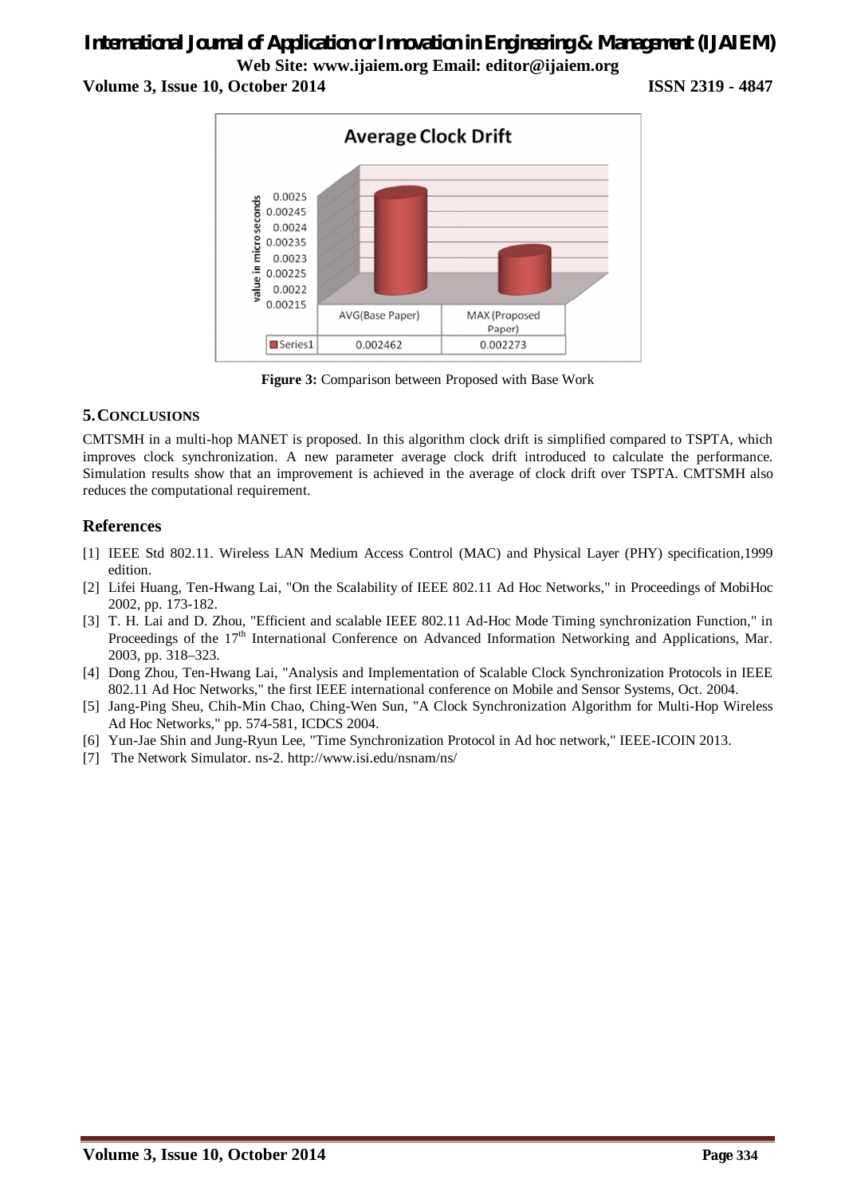Average Clock Drift

value in micro seconds

0.0025
0.00245
0.0024
0.00235
0.0023
0.00225
0.0022
0.00215

AVG(Base Paper)
MAX (Proposed Paper)

Series1
0.002462
0.002273

**Figure 3:** Comparison between Proposed with Base Work

## 5. CONCLUSIONS

CMTSMH in a multi-hop MANET is proposed. In this algorithm clock drift is simplified compared to TSPTA, which improves clock synchronization. A new parameter average clock drift introduced to calculate the performance. Simulation results show that an improvement is achieved in the average of clock drift over TSPTA. CMTSMH also reduces the computational requirement.

## References

[1] IEEE Std 802.11. Wireless LAN Medium Access Control (MAC) and Physical Layer (PHY) specification,1999 edition.

[2] Lifei Huang, Ten-Hwang Lai, "On the Scalability of IEEE 802.11 Ad Hoc Networks," in Proceedings of MobiHoc 2002, pp. 173-182.

[3] T. H. Lai and D. Zhou, "Efficient and scalable IEEE 802.11 Ad-Hoc Mode Timing synchronization Function," in Proceedings of the 17th International Conference on Advanced Information Networking and Applications, Mar. 2003, pp. 318–323.

[4] Dong Zhou, Ten-Hwang Lai, "Analysis and Implementation of Scalable Clock Synchronization Protocols in IEEE 802.11 Ad Hoc Networks," the first IEEE international conference on Mobile and Sensor Systems, Oct. 2004.

[5] Jang-Ping Sheu, Chih-Min Chao, Ching-Wen Sun, "A Clock Synchronization Algorithm for Multi-Hop Wireless Ad Hoc Networks," pp. 574-581, ICDCS 2004.

[6] Yun-Jae Shin and Jung-Ryun Lee, "Time Synchronization Protocol in Ad hoc network," IEEE-ICOIN 2013.

[7] The Network Simulator. ns-2. http://www.isi.edu/nsnam/ns/